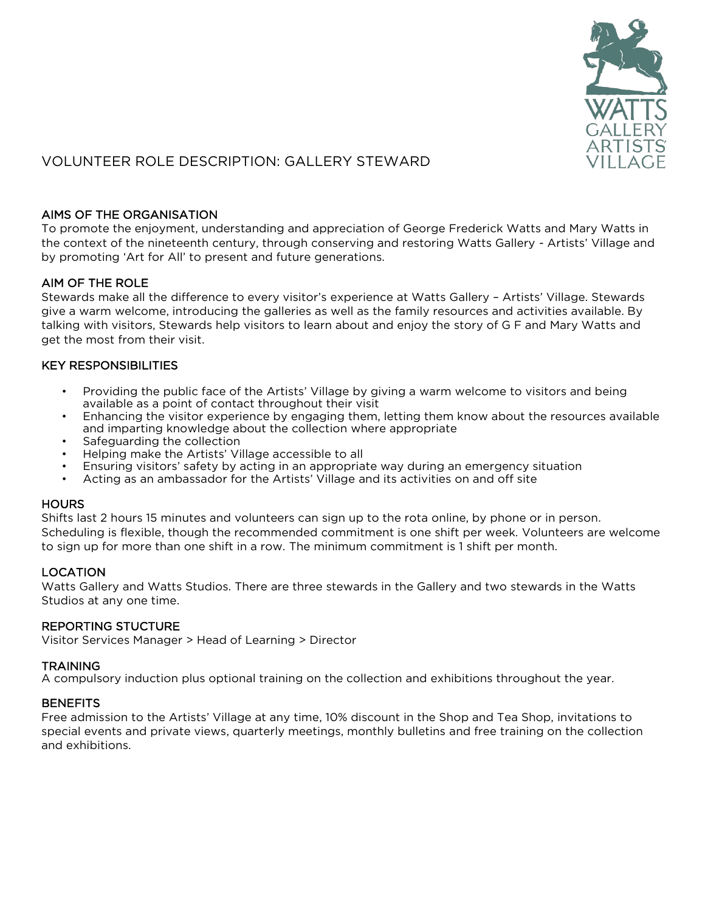# VOLUNTEER ROLE DESCRIPTION: GALLERY STEWARD

## AIMS OF THE ORGANISATION

To promote the enjoyment, understanding and appreciation of George Frederick Watts and Mary Watts in the context of the nineteenth century, through conserving and restoring Watts Gallery - Artists' Village and by promoting 'Art for All' to present and future generations.

## AIM OF THE ROLE

Stewards make all the difference to every visitor's experience at Watts Gallery – Artists' Village. Stewards give a warm welcome, introducing the galleries as well as the family resources and activities available. By talking with visitors, Stewards help visitors to learn about and enjoy the story of G F and Mary Watts and get the most from their visit.

## KEY RESPONSIBILITIES

- Providing the public face of the Artists' Village by giving a warm welcome to visitors and being available as a point of contact throughout their visit
- Enhancing the visitor experience by engaging them, letting them know about the resources available and imparting knowledge about the collection where appropriate
- Safeguarding the collection
- Helping make the Artists' Village accessible to all
- Ensuring visitors' safety by acting in an appropriate way during an emergency situation
- Acting as an ambassador for the Artists' Village and its activities on and off site

## HOURS

Shifts last 2 hours 15 minutes and volunteers can sign up to the rota online, by phone or in person. Scheduling is flexible, though the recommended commitment is one shift per week. Volunteers are welcome to sign up for more than one shift in a row. The minimum commitment is 1 shift per month.

## LOCATION

Watts Gallery and Watts Studios. There are three stewards in the Gallery and two stewards in the Watts Studios at any one time.

## REPORTING STUCTURE

Visitor Services Manager > Head of Learning > Director

## TRAINING

A compulsory induction plus optional training on the collection and exhibitions throughout the year.

## BENEFITS

Free admission to the Artists' Village at any time, 10% discount in the Shop and Tea Shop, invitations to special events and private views, quarterly meetings, monthly bulletins and free training on the collection and exhibitions.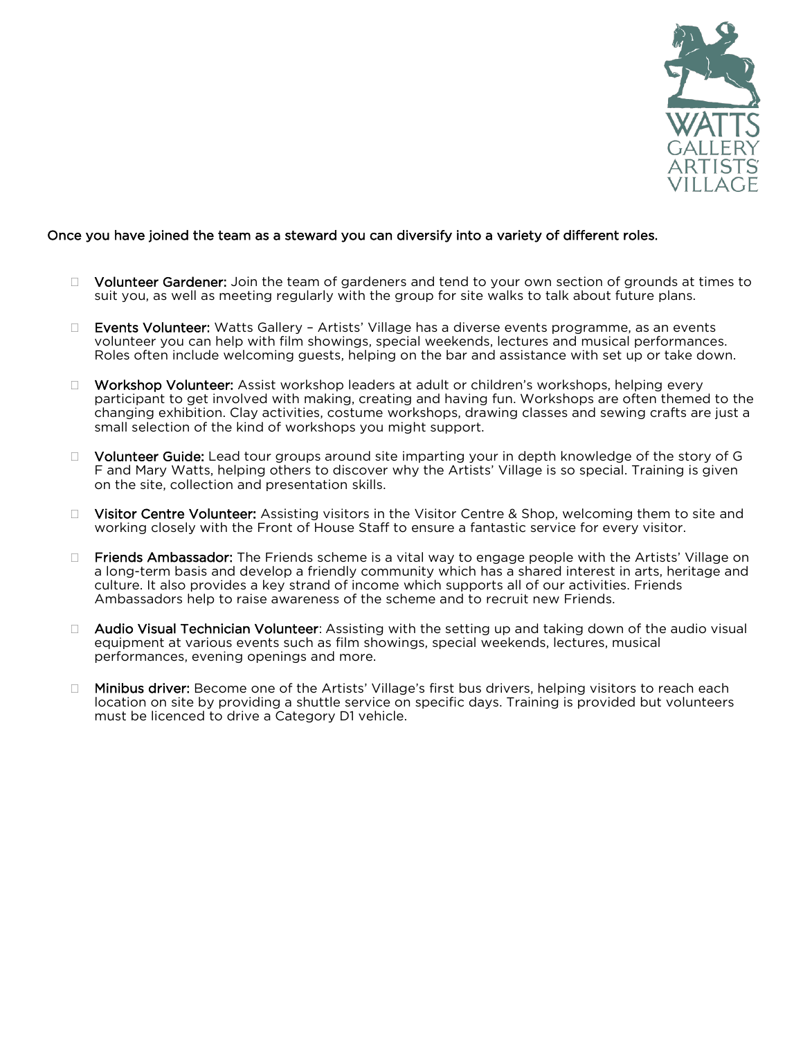Once you have joined the team as a steward you can diversify into a variety of different roles.

- **Volunteer Gardener:** Join the team of gardeners and tend to your own section of grounds at times to suit you, as well as meeting regularly with the group for site walks to talk about future plans.

- **Events Volunteer:** Watts Gallery – Artists' Village has a diverse events programme, as an events volunteer you can help with film showings, special weekends, lectures and musical performances. Roles often include welcoming guests, helping on the bar and assistance with set up or take down.

- **Workshop Volunteer:** Assist workshop leaders at adult or children's workshops, helping every participant to get involved with making, creating and having fun. Workshops are often themed to the changing exhibition. Clay activities, costume workshops, drawing classes and sewing crafts are just a small selection of the kind of workshops you might support.

- **Volunteer Guide:** Lead tour groups around site imparting your in depth knowledge of the story of G F and Mary Watts, helping others to discover why the Artists' Village is so special. Training is given on the site, collection and presentation skills.

- **Visitor Centre Volunteer:** Assisting visitors in the Visitor Centre & Shop, welcoming them to site and working closely with the Front of House Staff to ensure a fantastic service for every visitor.

- **Friends Ambassador:** The Friends scheme is a vital way to engage people with the Artists' Village on a long-term basis and develop a friendly community which has a shared interest in arts, heritage and culture. It also provides a key strand of income which supports all of our activities. Friends Ambassadors help to raise awareness of the scheme and to recruit new Friends.

- **Audio Visual Technician Volunteer**: Assisting with the setting up and taking down of the audio visual equipment at various events such as film showings, special weekends, lectures, musical performances, evening openings and more.

- **Minibus driver:** Become one of the Artists' Village's first bus drivers, helping visitors to reach each location on site by providing a shuttle service on specific days. Training is provided but volunteers must be licenced to drive a Category D1 vehicle.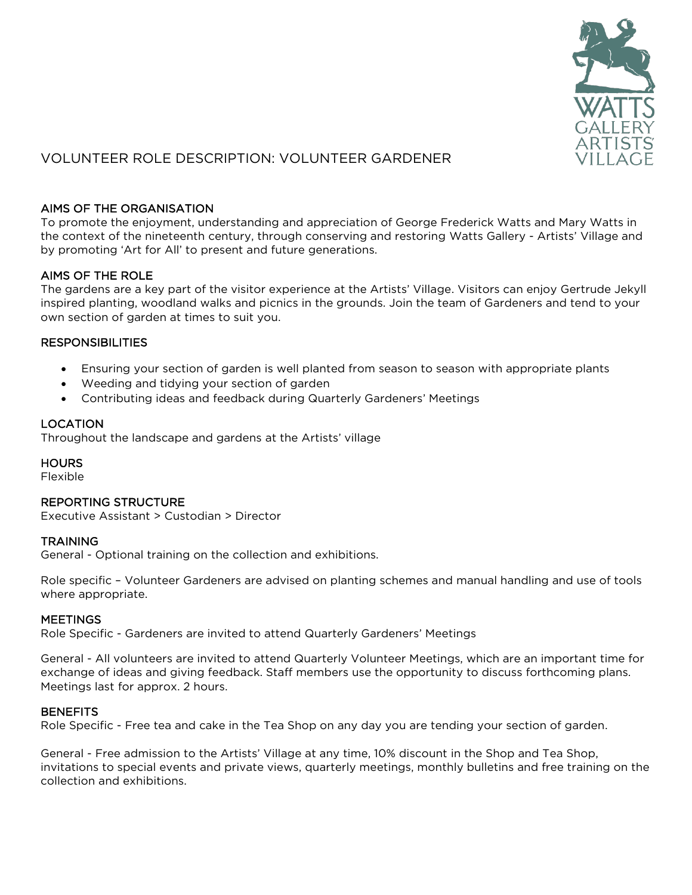# VOLUNTEER ROLE DESCRIPTION: VOLUNTEER GARDENER

## AIMS OF THE ORGANISATION

To promote the enjoyment, understanding and appreciation of George Frederick Watts and Mary Watts in the context of the nineteenth century, through conserving and restoring Watts Gallery - Artists' Village and by promoting 'Art for All' to present and future generations.

## AIMS OF THE ROLE

The gardens are a key part of the visitor experience at the Artists' Village. Visitors can enjoy Gertrude Jekyll inspired planting, woodland walks and picnics in the grounds. Join the team of Gardeners and tend to your own section of garden at times to suit you.

## RESPONSIBILITIES

- Ensuring your section of garden is well planted from season to season with appropriate plants
- Weeding and tidying your section of garden
- Contributing ideas and feedback during Quarterly Gardeners' Meetings

## LOCATION

Throughout the landscape and gardens at the Artists' village

## HOURS

Flexible

## REPORTING STRUCTURE

Executive Assistant > Custodian > Director

## TRAINING

General - Optional training on the collection and exhibitions.

Role specific – Volunteer Gardeners are advised on planting schemes and manual handling and use of tools where appropriate.

## MEETINGS

Role Specific - Gardeners are invited to attend Quarterly Gardeners' Meetings

General - All volunteers are invited to attend Quarterly Volunteer Meetings, which are an important time for exchange of ideas and giving feedback. Staff members use the opportunity to discuss forthcoming plans. Meetings last for approx. 2 hours.

## BENEFITS

Role Specific - Free tea and cake in the Tea Shop on any day you are tending your section of garden.

General - Free admission to the Artists' Village at any time, 10% discount in the Shop and Tea Shop, invitations to special events and private views, quarterly meetings, monthly bulletins and free training on the collection and exhibitions.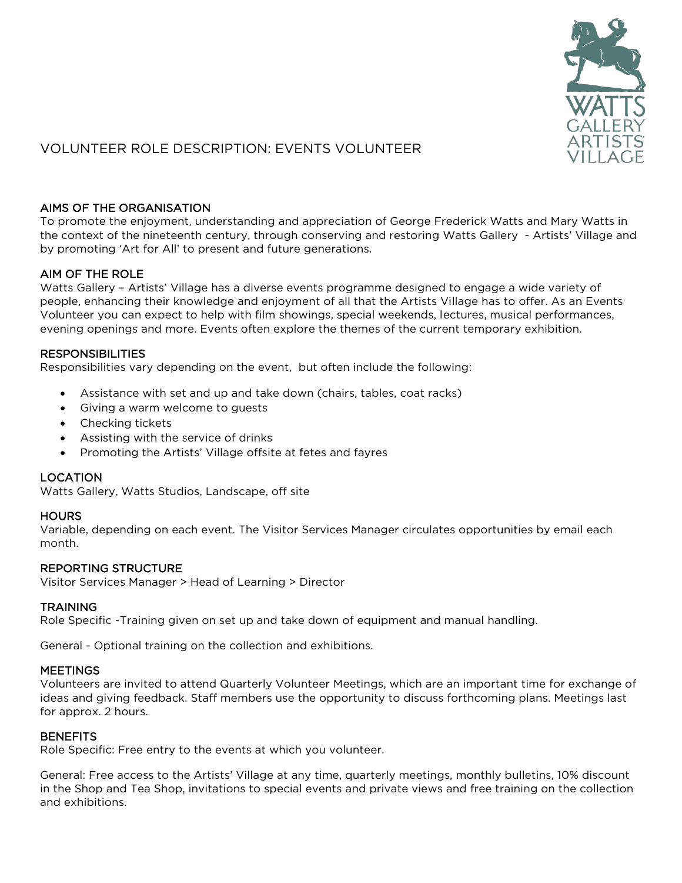# VOLUNTEER ROLE DESCRIPTION: EVENTS VOLUNTEER

## AIMS OF THE ORGANISATION

To promote the enjoyment, understanding and appreciation of George Frederick Watts and Mary Watts in the context of the nineteenth century, through conserving and restoring Watts Gallery - Artists' Village and by promoting 'Art for All' to present and future generations.

## AIM OF THE ROLE

Watts Gallery – Artists' Village has a diverse events programme designed to engage a wide variety of people, enhancing their knowledge and enjoyment of all that the Artists Village has to offer. As an Events Volunteer you can expect to help with film showings, special weekends, lectures, musical performances, evening openings and more. Events often explore the themes of the current temporary exhibition.

## RESPONSIBILITIES

Responsibilities vary depending on the event, but often include the following:

- Assistance with set and up and take down (chairs, tables, coat racks)
- Giving a warm welcome to guests
- Checking tickets
- Assisting with the service of drinks
- Promoting the Artists' Village offsite at fetes and fayres

## LOCATION

Watts Gallery, Watts Studios, Landscape, off site

## HOURS

Variable, depending on each event. The Visitor Services Manager circulates opportunities by email each month.

## REPORTING STRUCTURE

Visitor Services Manager > Head of Learning > Director

## TRAINING

Role Specific -Training given on set up and take down of equipment and manual handling.

General - Optional training on the collection and exhibitions.

## MEETINGS

Volunteers are invited to attend Quarterly Volunteer Meetings, which are an important time for exchange of ideas and giving feedback. Staff members use the opportunity to discuss forthcoming plans. Meetings last for approx. 2 hours.

## BENEFITS

Role Specific: Free entry to the events at which you volunteer.

General: Free access to the Artists' Village at any time, quarterly meetings, monthly bulletins, 10% discount in the Shop and Tea Shop, invitations to special events and private views and free training on the collection and exhibitions.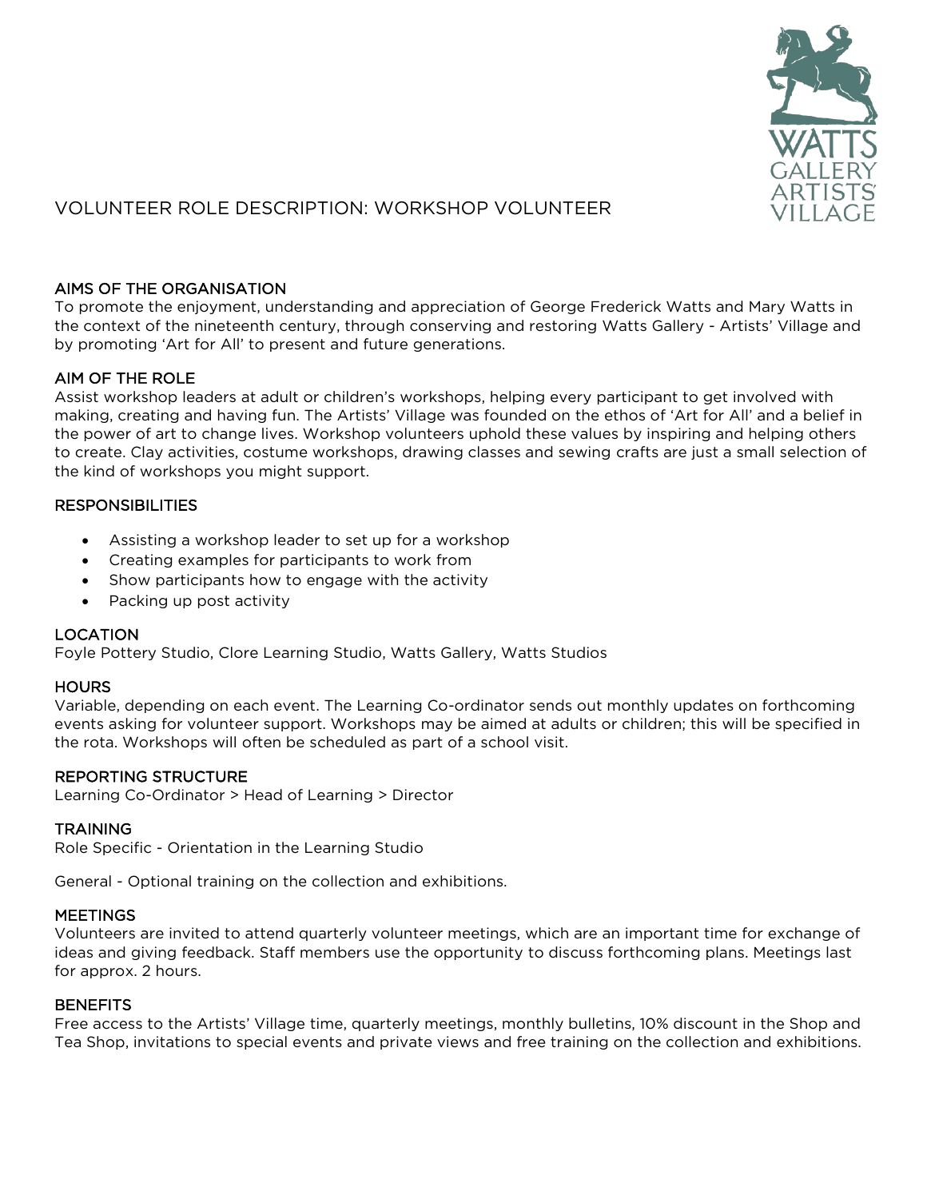# VOLUNTEER ROLE DESCRIPTION: WORKSHOP VOLUNTEER

## AIMS OF THE ORGANISATION

To promote the enjoyment, understanding and appreciation of George Frederick Watts and Mary Watts in the context of the nineteenth century, through conserving and restoring Watts Gallery - Artists' Village and by promoting 'Art for All' to present and future generations.

## AIM OF THE ROLE

Assist workshop leaders at adult or children's workshops, helping every participant to get involved with making, creating and having fun. The Artists' Village was founded on the ethos of 'Art for All' and a belief in the power of art to change lives. Workshop volunteers uphold these values by inspiring and helping others to create. Clay activities, costume workshops, drawing classes and sewing crafts are just a small selection of the kind of workshops you might support.

## RESPONSIBILITIES

- Assisting a workshop leader to set up for a workshop
- Creating examples for participants to work from
- Show participants how to engage with the activity
- Packing up post activity

## LOCATION

Foyle Pottery Studio, Clore Learning Studio, Watts Gallery, Watts Studios

## HOURS

Variable, depending on each event. The Learning Co-ordinator sends out monthly updates on forthcoming events asking for volunteer support. Workshops may be aimed at adults or children; this will be specified in the rota. Workshops will often be scheduled as part of a school visit.

## REPORTING STRUCTURE

Learning Co-Ordinator > Head of Learning > Director

## TRAINING

Role Specific - Orientation in the Learning Studio

General - Optional training on the collection and exhibitions.

## MEETINGS

Volunteers are invited to attend quarterly volunteer meetings, which are an important time for exchange of ideas and giving feedback. Staff members use the opportunity to discuss forthcoming plans. Meetings last for approx. 2 hours.

## BENEFITS

Free access to the Artists' Village time, quarterly meetings, monthly bulletins, 10% discount in the Shop and Tea Shop, invitations to special events and private views and free training on the collection and exhibitions.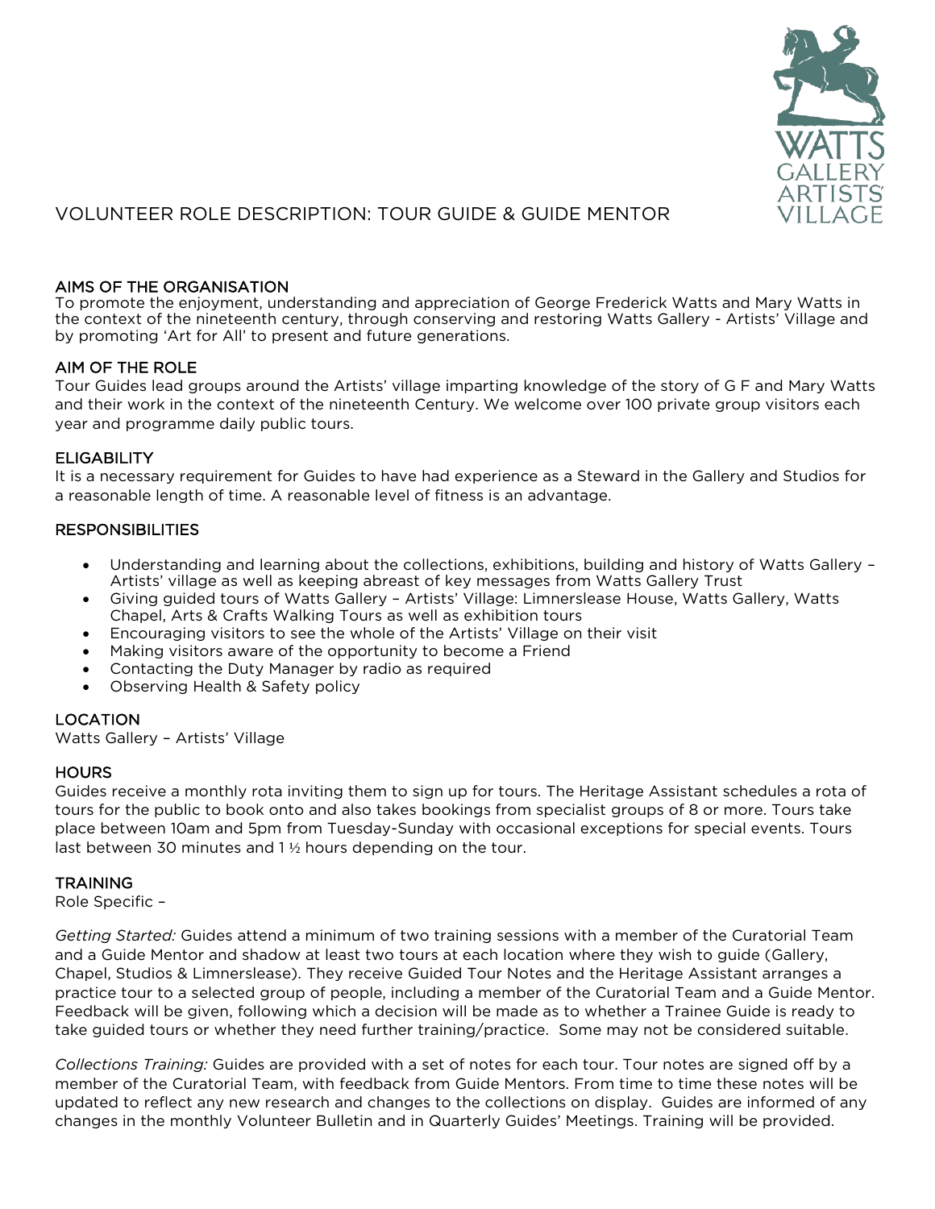# VOLUNTEER ROLE DESCRIPTION: TOUR GUIDE & GUIDE MENTOR

## AIMS OF THE ORGANISATION

To promote the enjoyment, understanding and appreciation of George Frederick Watts and Mary Watts in the context of the nineteenth century, through conserving and restoring Watts Gallery - Artists' Village and by promoting 'Art for All' to present and future generations.

## AIM OF THE ROLE

Tour Guides lead groups around the Artists' village imparting knowledge of the story of G F and Mary Watts and their work in the context of the nineteenth Century. We welcome over 100 private group visitors each year and programme daily public tours.

## ELIGABILITY

It is a necessary requirement for Guides to have had experience as a Steward in the Gallery and Studios for a reasonable length of time. A reasonable level of fitness is an advantage.

## RESPONSIBILITIES

- Understanding and learning about the collections, exhibitions, building and history of Watts Gallery – Artists' village as well as keeping abreast of key messages from Watts Gallery Trust
- Giving guided tours of Watts Gallery – Artists' Village: Limnerslease House, Watts Gallery, Watts Chapel, Arts & Crafts Walking Tours as well as exhibition tours
- Encouraging visitors to see the whole of the Artists' Village on their visit
- Making visitors aware of the opportunity to become a Friend
- Contacting the Duty Manager by radio as required
- Observing Health & Safety policy

## LOCATION

Watts Gallery – Artists' Village

## HOURS

Guides receive a monthly rota inviting them to sign up for tours. The Heritage Assistant schedules a rota of tours for the public to book onto and also takes bookings from specialist groups of 8 or more. Tours take place between 10am and 5pm from Tuesday-Sunday with occasional exceptions for special events. Tours last between 30 minutes and 1 ½ hours depending on the tour.

## TRAINING

Role Specific –

*Getting Started:* Guides attend a minimum of two training sessions with a member of the Curatorial Team and a Guide Mentor and shadow at least two tours at each location where they wish to guide (Gallery, Chapel, Studios & Limnerslease). They receive Guided Tour Notes and the Heritage Assistant arranges a practice tour to a selected group of people, including a member of the Curatorial Team and a Guide Mentor. Feedback will be given, following which a decision will be made as to whether a Trainee Guide is ready to take guided tours or whether they need further training/practice. Some may not be considered suitable.

*Collections Training:* Guides are provided with a set of notes for each tour. Tour notes are signed off by a member of the Curatorial Team, with feedback from Guide Mentors. From time to time these notes will be updated to reflect any new research and changes to the collections on display. Guides are informed of any changes in the monthly Volunteer Bulletin and in Quarterly Guides' Meetings. Training will be provided.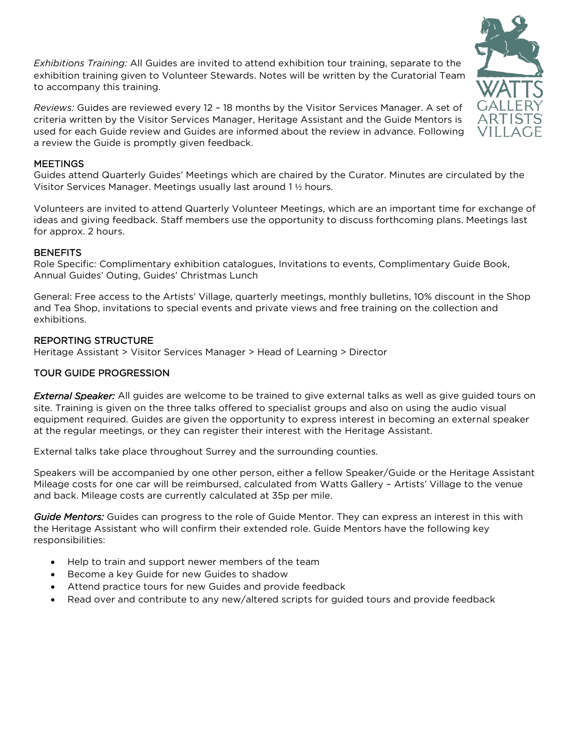*Exhibitions Training:* All Guides are invited to attend exhibition tour training, separate to the exhibition training given to Volunteer Stewards. Notes will be written by the Curatorial Team to accompany this training.

*Reviews:* Guides are reviewed every 12 – 18 months by the Visitor Services Manager. A set of criteria written by the Visitor Services Manager, Heritage Assistant and the Guide Mentors is used for each Guide review and Guides are informed about the review in advance. Following a review the Guide is promptly given feedback.

## MEETINGS

Guides attend Quarterly Guides' Meetings which are chaired by the Curator. Minutes are circulated by the Visitor Services Manager. Meetings usually last around 1 ½ hours.

Volunteers are invited to attend Quarterly Volunteer Meetings, which are an important time for exchange of ideas and giving feedback. Staff members use the opportunity to discuss forthcoming plans. Meetings last for approx. 2 hours.

## BENEFITS

Role Specific: Complimentary exhibition catalogues, Invitations to events, Complimentary Guide Book, Annual Guides' Outing, Guides' Christmas Lunch

General: Free access to the Artists' Village, quarterly meetings, monthly bulletins, 10% discount in the Shop and Tea Shop, invitations to special events and private views and free training on the collection and exhibitions.

## REPORTING STRUCTURE

Heritage Assistant > Visitor Services Manager > Head of Learning > Director

## TOUR GUIDE PROGRESSION

***External Speaker:*** All guides are welcome to be trained to give external talks as well as give guided tours on site. Training is given on the three talks offered to specialist groups and also on using the audio visual equipment required. Guides are given the opportunity to express interest in becoming an external speaker at the regular meetings, or they can register their interest with the Heritage Assistant.

External talks take place throughout Surrey and the surrounding counties.

Speakers will be accompanied by one other person, either a fellow Speaker/Guide or the Heritage Assistant Mileage costs for one car will be reimbursed, calculated from Watts Gallery – Artists' Village to the venue and back. Mileage costs are currently calculated at 35p per mile.

***Guide Mentors:*** Guides can progress to the role of Guide Mentor. They can express an interest in this with the Heritage Assistant who will confirm their extended role. Guide Mentors have the following key responsibilities:

- Help to train and support newer members of the team
- Become a key Guide for new Guides to shadow
- Attend practice tours for new Guides and provide feedback
- Read over and contribute to any new/altered scripts for guided tours and provide feedback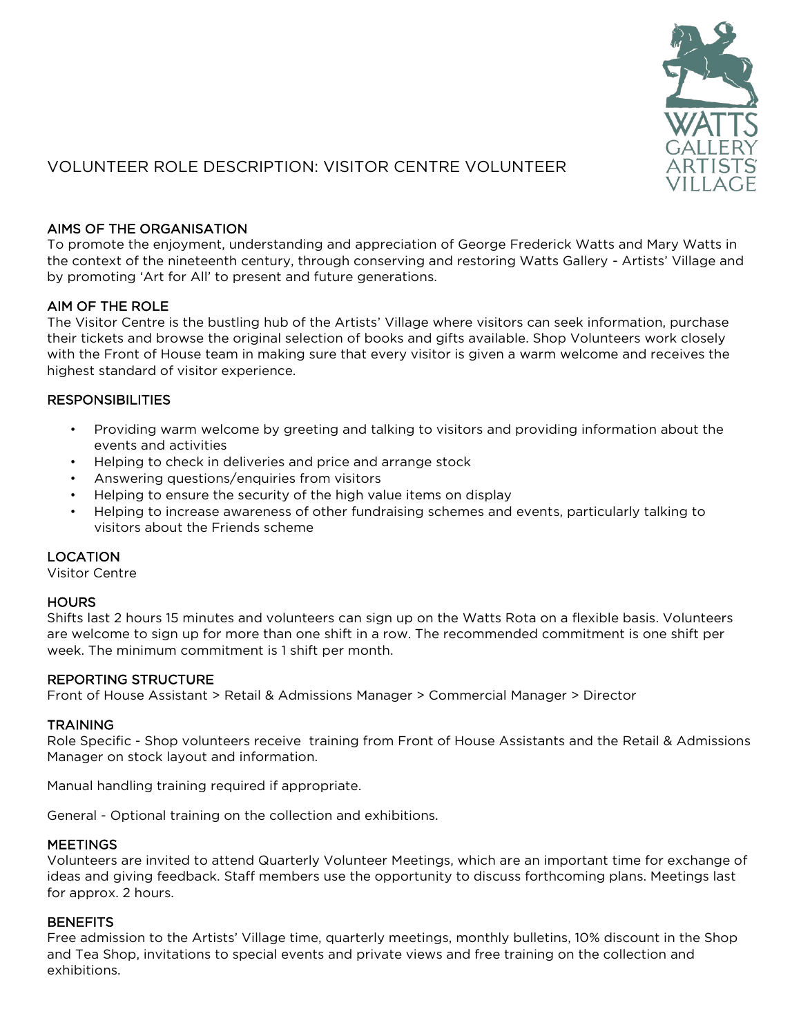# VOLUNTEER ROLE DESCRIPTION: VISITOR CENTRE VOLUNTEER

## AIMS OF THE ORGANISATION

To promote the enjoyment, understanding and appreciation of George Frederick Watts and Mary Watts in the context of the nineteenth century, through conserving and restoring Watts Gallery - Artists' Village and by promoting 'Art for All' to present and future generations.

## AIM OF THE ROLE

The Visitor Centre is the bustling hub of the Artists' Village where visitors can seek information, purchase their tickets and browse the original selection of books and gifts available. Shop Volunteers work closely with the Front of House team in making sure that every visitor is given a warm welcome and receives the highest standard of visitor experience.

## RESPONSIBILITIES

- Providing warm welcome by greeting and talking to visitors and providing information about the events and activities
- Helping to check in deliveries and price and arrange stock
- Answering questions/enquiries from visitors
- Helping to ensure the security of the high value items on display
- Helping to increase awareness of other fundraising schemes and events, particularly talking to visitors about the Friends scheme

## LOCATION

Visitor Centre

## HOURS

Shifts last 2 hours 15 minutes and volunteers can sign up on the Watts Rota on a flexible basis. Volunteers are welcome to sign up for more than one shift in a row. The recommended commitment is one shift per week. The minimum commitment is 1 shift per month.

## REPORTING STRUCTURE

Front of House Assistant > Retail & Admissions Manager > Commercial Manager > Director

## TRAINING

Role Specific - Shop volunteers receive training from Front of House Assistants and the Retail & Admissions Manager on stock layout and information.

Manual handling training required if appropriate.

General - Optional training on the collection and exhibitions.

## MEETINGS

Volunteers are invited to attend Quarterly Volunteer Meetings, which are an important time for exchange of ideas and giving feedback. Staff members use the opportunity to discuss forthcoming plans. Meetings last for approx. 2 hours.

## BENEFITS

Free admission to the Artists' Village time, quarterly meetings, monthly bulletins, 10% discount in the Shop and Tea Shop, invitations to special events and private views and free training on the collection and exhibitions.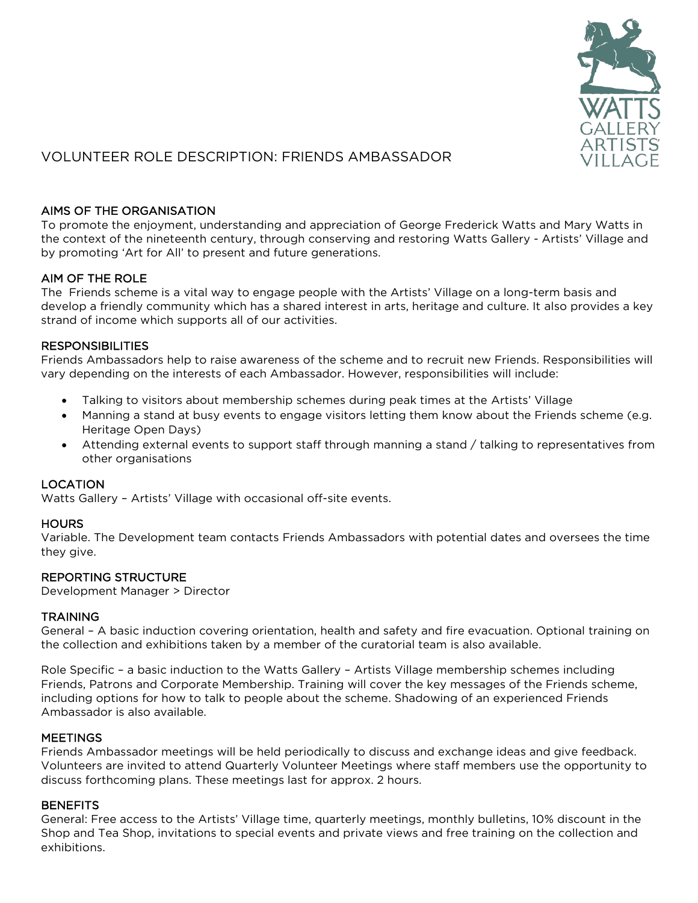# VOLUNTEER ROLE DESCRIPTION: FRIENDS AMBASSADOR

## AIMS OF THE ORGANISATION

To promote the enjoyment, understanding and appreciation of George Frederick Watts and Mary Watts in the context of the nineteenth century, through conserving and restoring Watts Gallery - Artists' Village and by promoting 'Art for All' to present and future generations.

## AIM OF THE ROLE

The Friends scheme is a vital way to engage people with the Artists' Village on a long-term basis and develop a friendly community which has a shared interest in arts, heritage and culture. It also provides a key strand of income which supports all of our activities.

## RESPONSIBILITIES

Friends Ambassadors help to raise awareness of the scheme and to recruit new Friends. Responsibilities will vary depending on the interests of each Ambassador. However, responsibilities will include:

- Talking to visitors about membership schemes during peak times at the Artists' Village
- Manning a stand at busy events to engage visitors letting them know about the Friends scheme (e.g. Heritage Open Days)
- Attending external events to support staff through manning a stand / talking to representatives from other organisations

## LOCATION

Watts Gallery – Artists' Village with occasional off-site events.

## HOURS

Variable. The Development team contacts Friends Ambassadors with potential dates and oversees the time they give.

## REPORTING STRUCTURE

Development Manager > Director

## TRAINING

General – A basic induction covering orientation, health and safety and fire evacuation. Optional training on the collection and exhibitions taken by a member of the curatorial team is also available.

Role Specific – a basic induction to the Watts Gallery – Artists Village membership schemes including Friends, Patrons and Corporate Membership. Training will cover the key messages of the Friends scheme, including options for how to talk to people about the scheme. Shadowing of an experienced Friends Ambassador is also available.

## MEETINGS

Friends Ambassador meetings will be held periodically to discuss and exchange ideas and give feedback. Volunteers are invited to attend Quarterly Volunteer Meetings where staff members use the opportunity to discuss forthcoming plans. These meetings last for approx. 2 hours.

## BENEFITS

General: Free access to the Artists' Village time, quarterly meetings, monthly bulletins, 10% discount in the Shop and Tea Shop, invitations to special events and private views and free training on the collection and exhibitions.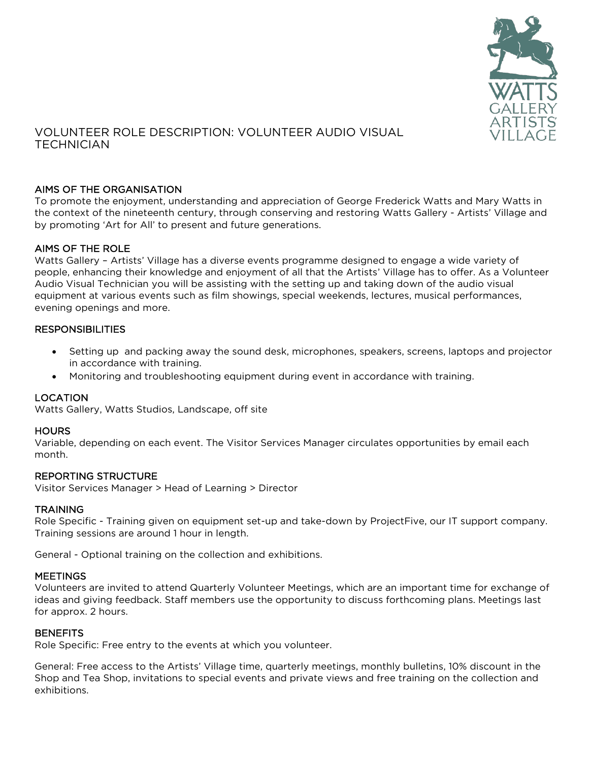# VOLUNTEER ROLE DESCRIPTION: VOLUNTEER AUDIO VISUAL TECHNICIAN

## AIMS OF THE ORGANISATION

To promote the enjoyment, understanding and appreciation of George Frederick Watts and Mary Watts in the context of the nineteenth century, through conserving and restoring Watts Gallery - Artists' Village and by promoting 'Art for All' to present and future generations.

## AIMS OF THE ROLE

Watts Gallery – Artists' Village has a diverse events programme designed to engage a wide variety of people, enhancing their knowledge and enjoyment of all that the Artists' Village has to offer. As a Volunteer Audio Visual Technician you will be assisting with the setting up and taking down of the audio visual equipment at various events such as film showings, special weekends, lectures, musical performances, evening openings and more.

## RESPONSIBILITIES

- Setting up and packing away the sound desk, microphones, speakers, screens, laptops and projector in accordance with training.
- Monitoring and troubleshooting equipment during event in accordance with training.

## LOCATION

Watts Gallery, Watts Studios, Landscape, off site

## HOURS

Variable, depending on each event. The Visitor Services Manager circulates opportunities by email each month.

## REPORTING STRUCTURE

Visitor Services Manager > Head of Learning > Director

## TRAINING

Role Specific - Training given on equipment set-up and take-down by ProjectFive, our IT support company. Training sessions are around 1 hour in length.

General - Optional training on the collection and exhibitions.

## MEETINGS

Volunteers are invited to attend Quarterly Volunteer Meetings, which are an important time for exchange of ideas and giving feedback. Staff members use the opportunity to discuss forthcoming plans. Meetings last for approx. 2 hours.

## BENEFITS

Role Specific: Free entry to the events at which you volunteer.

General: Free access to the Artists' Village time, quarterly meetings, monthly bulletins, 10% discount in the Shop and Tea Shop, invitations to special events and private views and free training on the collection and exhibitions.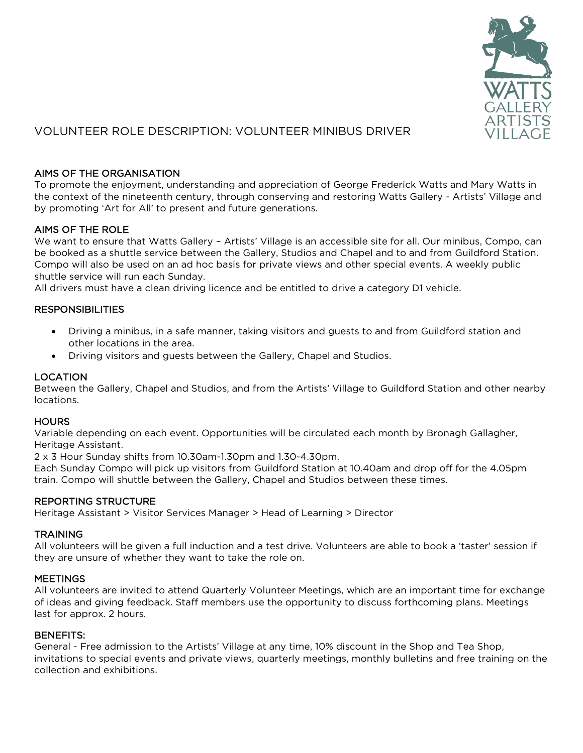# VOLUNTEER ROLE DESCRIPTION: VOLUNTEER MINIBUS DRIVER

## AIMS OF THE ORGANISATION

To promote the enjoyment, understanding and appreciation of George Frederick Watts and Mary Watts in the context of the nineteenth century, through conserving and restoring Watts Gallery - Artists' Village and by promoting 'Art for All' to present and future generations.

## AIMS OF THE ROLE

We want to ensure that Watts Gallery – Artists' Village is an accessible site for all. Our minibus, Compo, can be booked as a shuttle service between the Gallery, Studios and Chapel and to and from Guildford Station. Compo will also be used on an ad hoc basis for private views and other special events. A weekly public shuttle service will run each Sunday.

All drivers must have a clean driving licence and be entitled to drive a category D1 vehicle.

## RESPONSIBILITIES

- Driving a minibus, in a safe manner, taking visitors and guests to and from Guildford station and other locations in the area.
- Driving visitors and guests between the Gallery, Chapel and Studios.

## LOCATION

Between the Gallery, Chapel and Studios, and from the Artists' Village to Guildford Station and other nearby locations.

## HOURS

Variable depending on each event. Opportunities will be circulated each month by Bronagh Gallagher, Heritage Assistant.

2 x 3 Hour Sunday shifts from 10.30am-1.30pm and 1.30-4.30pm.

Each Sunday Compo will pick up visitors from Guildford Station at 10.40am and drop off for the 4.05pm train. Compo will shuttle between the Gallery, Chapel and Studios between these times.

## REPORTING STRUCTURE

Heritage Assistant > Visitor Services Manager > Head of Learning > Director

## TRAINING

All volunteers will be given a full induction and a test drive. Volunteers are able to book a 'taster' session if they are unsure of whether they want to take the role on.

## MEETINGS

All volunteers are invited to attend Quarterly Volunteer Meetings, which are an important time for exchange of ideas and giving feedback. Staff members use the opportunity to discuss forthcoming plans. Meetings last for approx. 2 hours.

## BENEFITS:

General - Free admission to the Artists' Village at any time, 10% discount in the Shop and Tea Shop, invitations to special events and private views, quarterly meetings, monthly bulletins and free training on the collection and exhibitions.